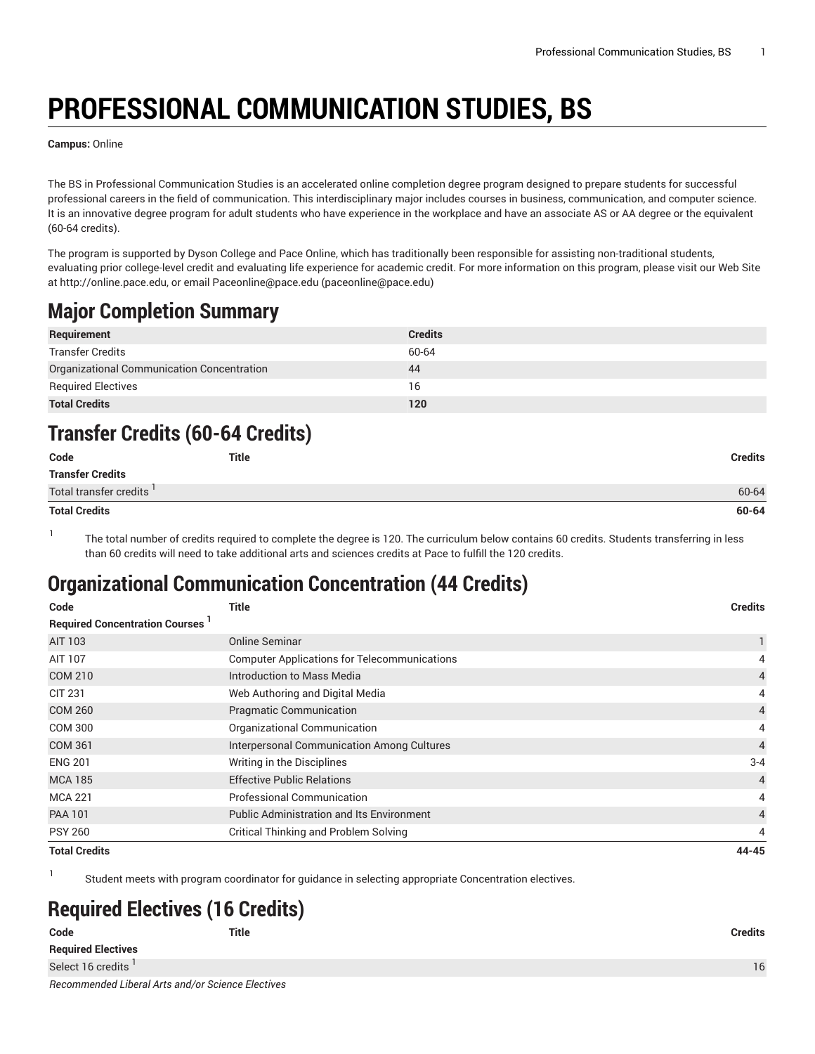# PROFESSIONAL COMMUNICATION STUDIES, BS

**Campus:** Online

The BS in Professional Communication Studies is an accelerated online completion degree program designed to prepare students for successful professional careers in the field of communication. This interdisciplinary major includes courses in business, communication, and computer science. It is an innovative degree program for adult students who have experience in the workplace and have an associate AS or AA degree or the equivalent (60-64 credits).

The program is supported by Dyson College and Pace Online, which has traditionally been responsible for assisting non-traditional students, evaluating prior college-level credit and evaluating life experience for academic credit. For more information on this program, please visit our Web Site at http://online.pace.edu, or email Paceonline@pace.edu (paceonline@pace.edu)

## Major Completion Summary

| Requirement | Credits |
|---|---|
| Transfer Credits | 60-64 |
| Organizational Communication Concentration | 44 |
| Required Electives | 16 |
| **Total Credits** | **120** |

## Transfer Credits (60-64 Credits)

| Code | Title | Credits |
|---|---|---|
| **Transfer Credits** | | |
| Total transfer credits [1] | | 60-64 |
| **Total Credits** | | **60-64** |

1. The total number of credits required to complete the degree is 120. The curriculum below contains 60 credits. Students transferring in less than 60 credits will need to take additional arts and sciences credits at Pace to fulfill the 120 credits.

## Organizational Communication Concentration (44 Credits)

| Code | Title | Credits |
|---|---|---|
| **Required Concentration Courses [1]** | | |
| AIT 103 | Online Seminar | 1 |
| AIT 107 | Computer Applications for Telecommunications | 4 |
| COM 210 | Introduction to Mass Media | 4 |
| CIT 231 | Web Authoring and Digital Media | 4 |
| COM 260 | Pragmatic Communication | 4 |
| COM 300 | Organizational Communication | 4 |
| COM 361 | Interpersonal Communication Among Cultures | 4 |
| ENG 201 | Writing in the Disciplines | 3-4 |
| MCA 185 | Effective Public Relations | 4 |
| MCA 221 | Professional Communication | 4 |
| PAA 101 | Public Administration and Its Environment | 4 |
| PSY 260 | Critical Thinking and Problem Solving | 4 |
| **Total Credits** | | **44-45** |

1. Student meets with program coordinator for guidance in selecting appropriate Concentration electives.

## Required Electives (16 Credits)

| Code | Title | Credits |
|---|---|---|
| **Required Electives** | | |
| Select 16 credits [1] | | 16 |
| *Recommended Liberal Arts and/or Science Electives* | | |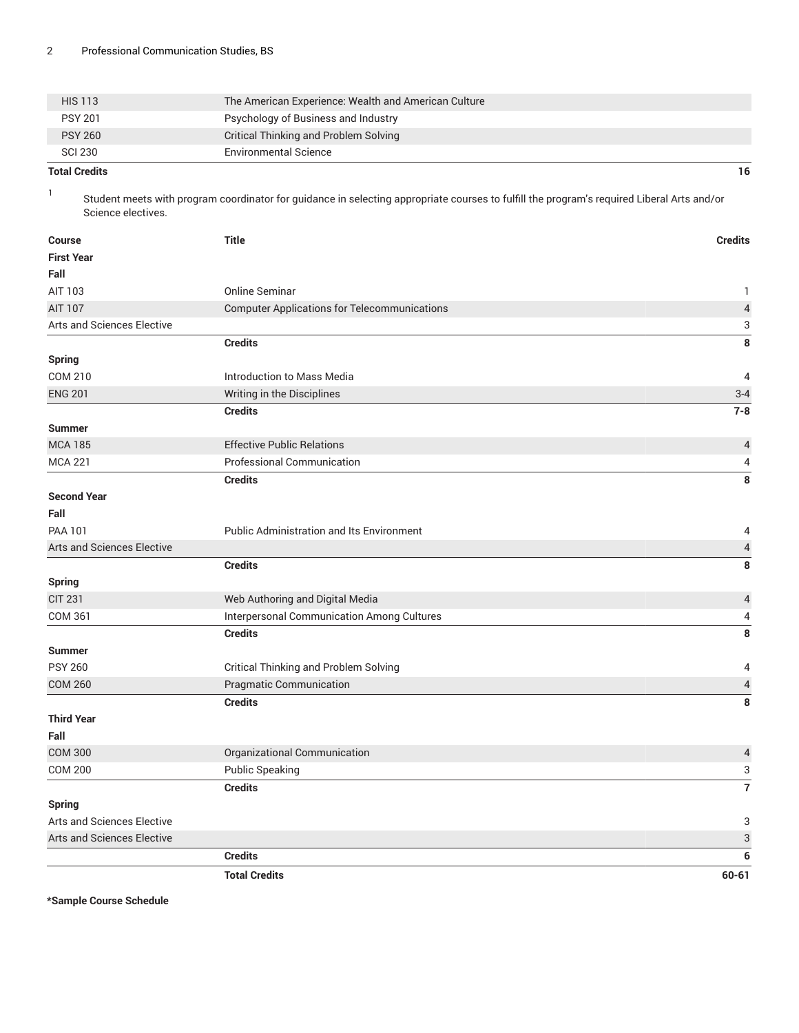| | | |
|---|---|---|
| HIS 113 | The American Experience: Wealth and American Culture | |
| PSY 201 | Psychology of Business and Industry | |
| PSY 260 | Critical Thinking and Problem Solving | |
| SCI 230 | Environmental Science | |
| **Total Credits** | | **16** |

1 Student meets with program coordinator for guidance in selecting appropriate courses to fulfill the program's required Liberal Arts and/or Science electives.

| Course | Title | Credits |
|---|---|---|
| **First Year** | | |
| **Fall** | | |
| AIT 103 | Online Seminar | 1 |
| AIT 107 | Computer Applications for Telecommunications | 4 |
| Arts and Sciences Elective | | 3 |
| | **Credits** | **8** |
| **Spring** | | |
| COM 210 | Introduction to Mass Media | 4 |
| ENG 201 | Writing in the Disciplines | 3-4 |
| | **Credits** | **7-8** |
| **Summer** | | |
| MCA 185 | Effective Public Relations | 4 |
| MCA 221 | Professional Communication | 4 |
| | **Credits** | **8** |
| **Second Year** | | |
| **Fall** | | |
| PAA 101 | Public Administration and Its Environment | 4 |
| Arts and Sciences Elective | | 4 |
| | **Credits** | **8** |
| **Spring** | | |
| CIT 231 | Web Authoring and Digital Media | 4 |
| COM 361 | Interpersonal Communication Among Cultures | 4 |
| | **Credits** | **8** |
| **Summer** | | |
| PSY 260 | Critical Thinking and Problem Solving | 4 |
| COM 260 | Pragmatic Communication | 4 |
| | **Credits** | **8** |
| **Third Year** | | |
| **Fall** | | |
| COM 300 | Organizational Communication | 4 |
| COM 200 | Public Speaking | 3 |
| | **Credits** | **7** |
| **Spring** | | |
| Arts and Sciences Elective | | 3 |
| Arts and Sciences Elective | | 3 |
| | **Credits** | **6** |
| | **Total Credits** | **60-61** |

**\*Sample Course Schedule**